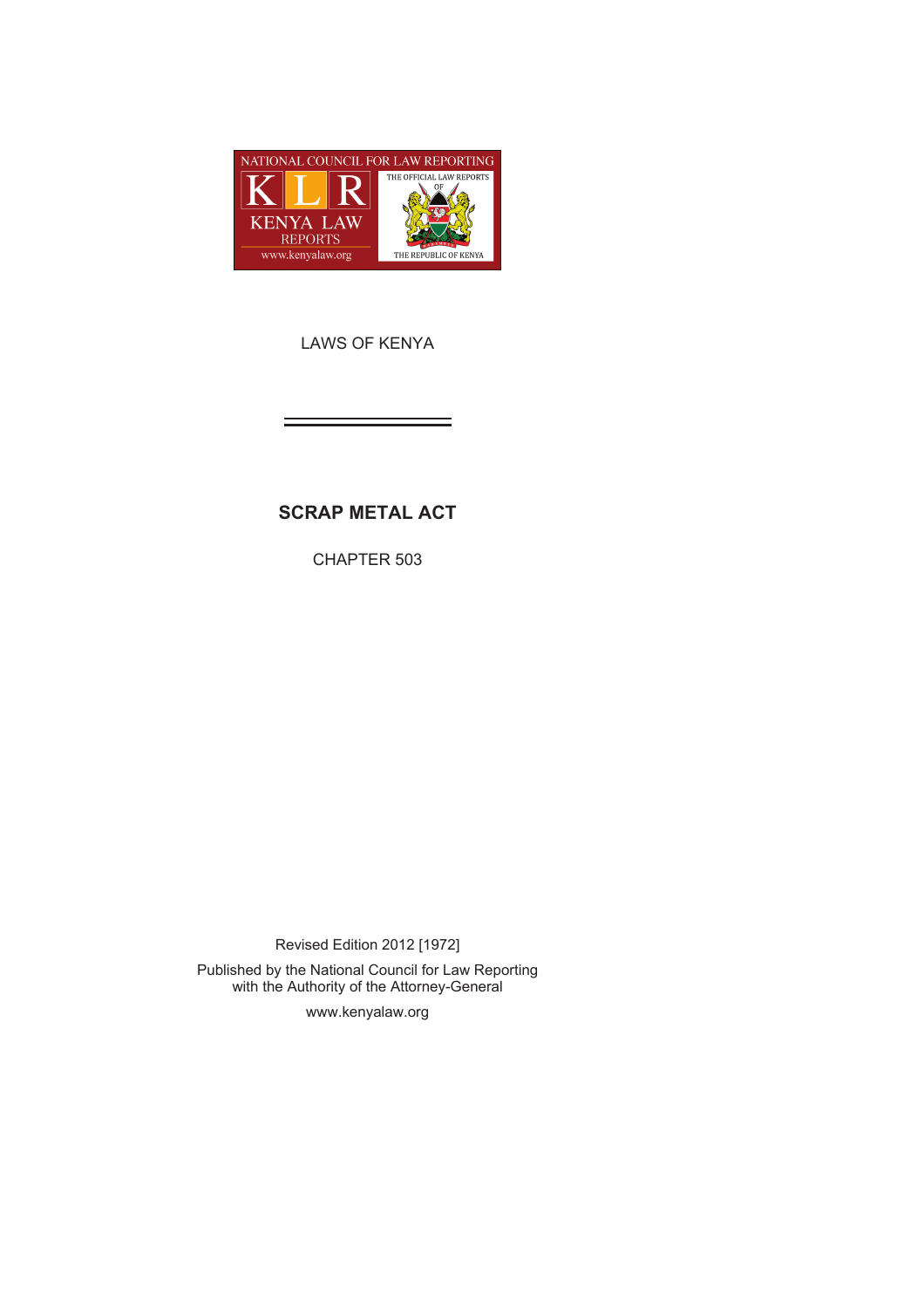NATIONAL COUNCIL FOR LAW REPORTING

KLR

KENYA LAW REPORTS

www.kenyalaw.org

THE OFFICIAL LAW REPORTS OF THE REPUBLIC OF KENYA

LAWS OF KENYA

# SCRAP METAL ACT

CHAPTER 503

Revised Edition 2012 [1972]

Published by the National Council for Law Reporting
with the Authority of the Attorney-General

www.kenyalaw.org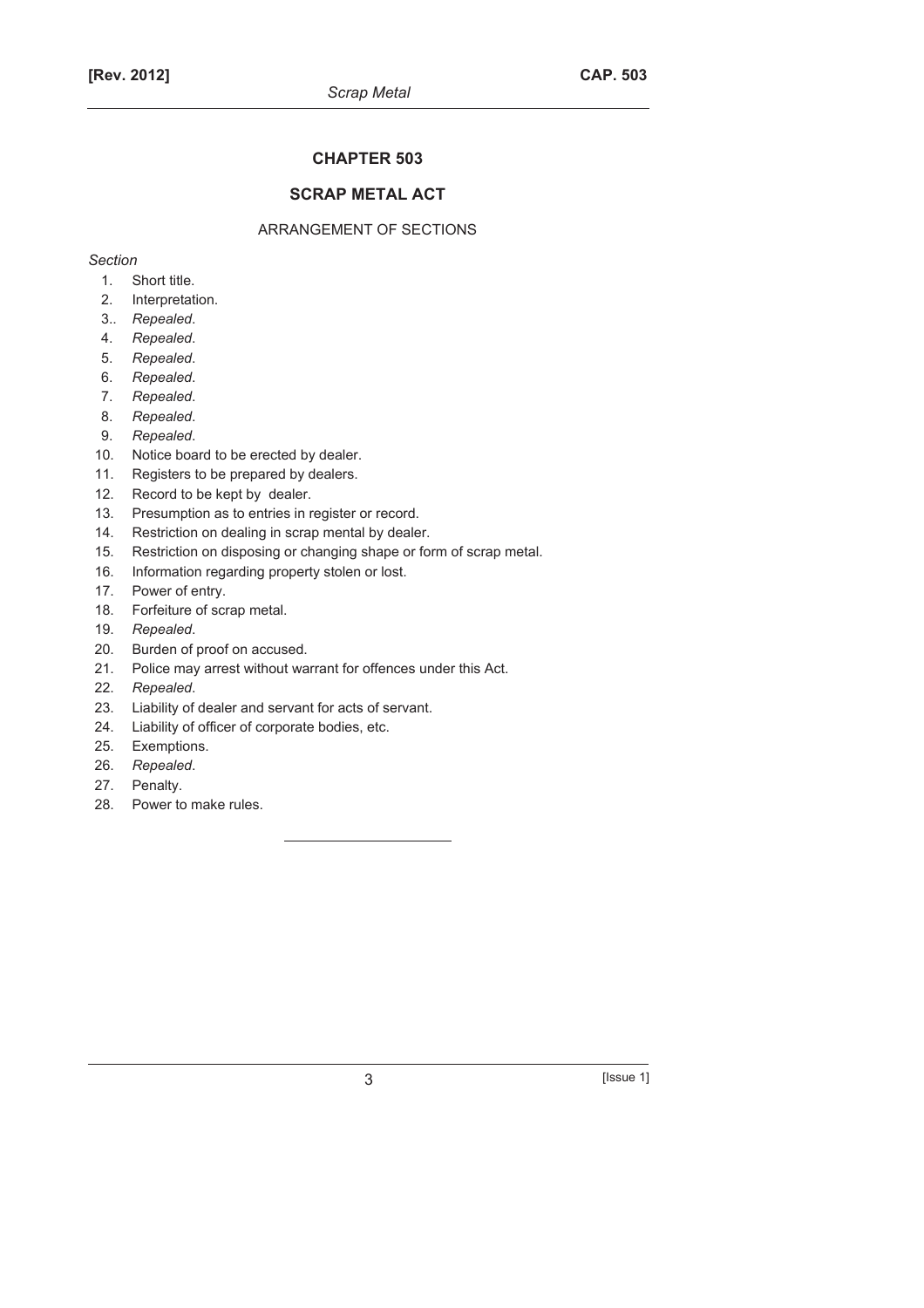# CHAPTER 503

## SCRAP METAL ACT

ARRANGEMENT OF SECTIONS

*Section*

1. Short title.
2. Interpretation.
3.. *Repealed*.
4. *Repealed*.
5. *Repealed*.
6. *Repealed*.
7. *Repealed*.
8. *Repealed*.
9. *Repealed*.
10. Notice board to be erected by dealer.
11. Registers to be prepared by dealers.
12. Record to be kept by dealer.
13. Presumption as to entries in register or record.
14. Restriction on dealing in scrap mental by dealer.
15. Restriction on disposing or changing shape or form of scrap metal.
16. Information regarding property stolen or lost.
17. Power of entry.
18. Forfeiture of scrap metal.
19. *Repealed*.
20. Burden of proof on accused.
21. Police may arrest without warrant for offences under this Act.
22. *Repealed*.
23. Liability of dealer and servant for acts of servant.
24. Liability of officer of corporate bodies, etc.
25. Exemptions.
26. *Repealed*.
27. Penalty.
28. Power to make rules.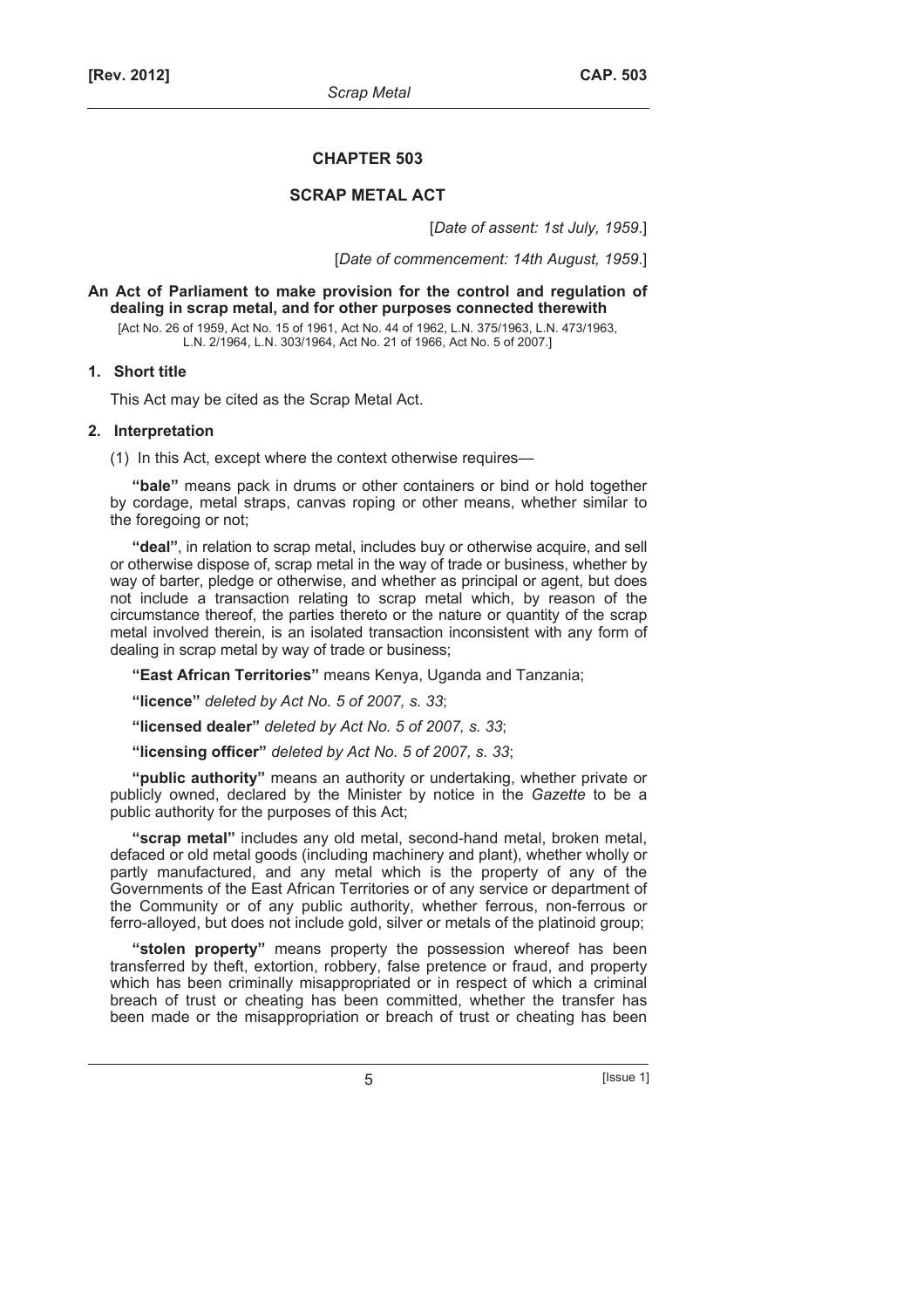# CHAPTER 503

## SCRAP METAL ACT

[*Date of assent: 1st July, 1959*.]

[*Date of commencement: 14th August, 1959*.]

**An Act of Parliament to make provision for the control and regulation of dealing in scrap metal, and for other purposes connected therewith**

[Act No. 26 of 1959, Act No. 15 of 1961, Act No. 44 of 1962, L.N. 375/1963, L.N. 473/1963, L.N. 2/1964, L.N. 303/1964, Act No. 21 of 1966, Act No. 5 of 2007.]

### 1. Short title

This Act may be cited as the Scrap Metal Act.

### 2. Interpretation

(1) In this Act, except where the context otherwise requires—

**"bale"** means pack in drums or other containers or bind or hold together by cordage, metal straps, canvas roping or other means, whether similar to the foregoing or not;

**"deal"**, in relation to scrap metal, includes buy or otherwise acquire, and sell or otherwise dispose of, scrap metal in the way of trade or business, whether by way of barter, pledge or otherwise, and whether as principal or agent, but does not include a transaction relating to scrap metal which, by reason of the circumstance thereof, the parties thereto or the nature or quantity of the scrap metal involved therein, is an isolated transaction inconsistent with any form of dealing in scrap metal by way of trade or business;

**"East African Territories"** means Kenya, Uganda and Tanzania;

**"licence"** *deleted by Act No. 5 of 2007, s. 33*;

**"licensed dealer"** *deleted by Act No. 5 of 2007, s. 33*;

**"licensing officer"** *deleted by Act No. 5 of 2007, s. 33*;

**"public authority"** means an authority or undertaking, whether private or publicly owned, declared by the Minister by notice in the *Gazette* to be a public authority for the purposes of this Act;

**"scrap metal"** includes any old metal, second-hand metal, broken metal, defaced or old metal goods (including machinery and plant), whether wholly or partly manufactured, and any metal which is the property of any of the Governments of the East African Territories or of any service or department of the Community or of any public authority, whether ferrous, non-ferrous or ferro-alloyed, but does not include gold, silver or metals of the platinoid group;

**"stolen property"** means property the possession whereof has been transferred by theft, extortion, robbery, false pretence or fraud, and property which has been criminally misappropriated or in respect of which a criminal breach of trust or cheating has been committed, whether the transfer has been made or the misappropriation or breach of trust or cheating has been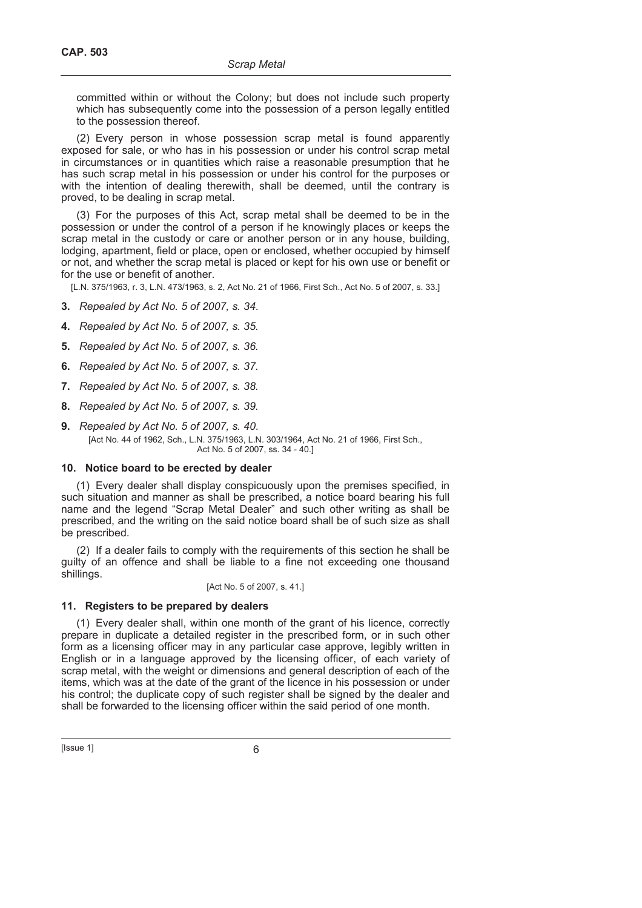committed within or without the Colony; but does not include such property which has subsequently come into the possession of a person legally entitled to the possession thereof.

(2) Every person in whose possession scrap metal is found apparently exposed for sale, or who has in his possession or under his control scrap metal in circumstances or in quantities which raise a reasonable presumption that he has such scrap metal in his possession or under his control for the purposes or with the intention of dealing therewith, shall be deemed, until the contrary is proved, to be dealing in scrap metal.

(3) For the purposes of this Act, scrap metal shall be deemed to be in the possession or under the control of a person if he knowingly places or keeps the scrap metal in the custody or care or another person or in any house, building, lodging, apartment, field or place, open or enclosed, whether occupied by himself or not, and whether the scrap metal is placed or kept for his own use or benefit or for the use or benefit of another.

[L.N. 375/1963, r. 3, L.N. 473/1963, s. 2, Act No. 21 of 1966, First Sch., Act No. 5 of 2007, s. 33.]

**3.** *Repealed by Act No. 5 of 2007, s. 34.*

**4.** *Repealed by Act No. 5 of 2007, s. 35.*

**5.** *Repealed by Act No. 5 of 2007, s. 36.*

**6.** *Repealed by Act No. 5 of 2007, s. 37.*

**7.** *Repealed by Act No. 5 of 2007, s. 38.*

**8.** *Repealed by Act No. 5 of 2007, s. 39.*

**9.** *Repealed by Act No. 5 of 2007, s. 40.*

[Act No. 44 of 1962, Sch., L.N. 375/1963, L.N. 303/1964, Act No. 21 of 1966, First Sch., Act No. 5 of 2007, ss. 34 - 40.]

### 10. Notice board to be erected by dealer

(1) Every dealer shall display conspicuously upon the premises specified, in such situation and manner as shall be prescribed, a notice board bearing his full name and the legend "Scrap Metal Dealer" and such other writing as shall be prescribed, and the writing on the said notice board shall be of such size as shall be prescribed.

(2) If a dealer fails to comply with the requirements of this section he shall be guilty of an offence and shall be liable to a fine not exceeding one thousand shillings.

[Act No. 5 of 2007, s. 41.]

### 11. Registers to be prepared by dealers

(1) Every dealer shall, within one month of the grant of his licence, correctly prepare in duplicate a detailed register in the prescribed form, or in such other form as a licensing officer may in any particular case approve, legibly written in English or in a language approved by the licensing officer, of each variety of scrap metal, with the weight or dimensions and general description of each of the items, which was at the date of the grant of the licence in his possession or under his control; the duplicate copy of such register shall be signed by the dealer and shall be forwarded to the licensing officer within the said period of one month.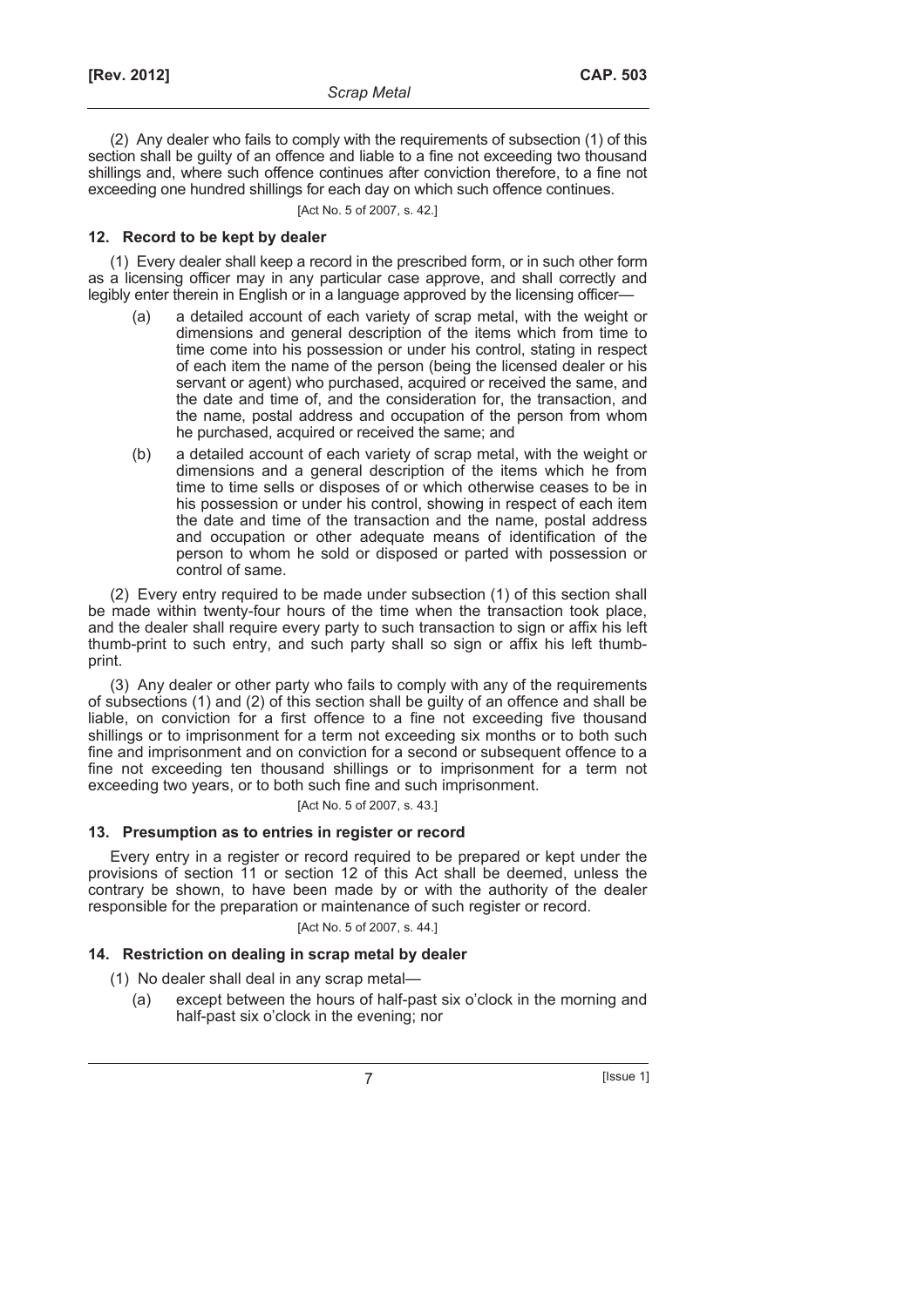(2) Any dealer who fails to comply with the requirements of subsection (1) of this section shall be guilty of an offence and liable to a fine not exceeding two thousand shillings and, where such offence continues after conviction therefore, to a fine not exceeding one hundred shillings for each day on which such offence continues.

[Act No. 5 of 2007, s. 42.]

### 12. Record to be kept by dealer

(1) Every dealer shall keep a record in the prescribed form, or in such other form as a licensing officer may in any particular case approve, and shall correctly and legibly enter therein in English or in a language approved by the licensing officer—

(a) a detailed account of each variety of scrap metal, with the weight or dimensions and general description of the items which from time to time come into his possession or under his control, stating in respect of each item the name of the person (being the licensed dealer or his servant or agent) who purchased, acquired or received the same, and the date and time of, and the consideration for, the transaction, and the name, postal address and occupation of the person from whom he purchased, acquired or received the same; and

(b) a detailed account of each variety of scrap metal, with the weight or dimensions and a general description of the items which he from time to time sells or disposes of or which otherwise ceases to be in his possession or under his control, showing in respect of each item the date and time of the transaction and the name, postal address and occupation or other adequate means of identification of the person to whom he sold or disposed or parted with possession or control of same.

(2) Every entry required to be made under subsection (1) of this section shall be made within twenty-four hours of the time when the transaction took place, and the dealer shall require every party to such transaction to sign or affix his left thumb-print to such entry, and such party shall so sign or affix his left thumb-print.

(3) Any dealer or other party who fails to comply with any of the requirements of subsections (1) and (2) of this section shall be guilty of an offence and shall be liable, on conviction for a first offence to a fine not exceeding five thousand shillings or to imprisonment for a term not exceeding six months or to both such fine and imprisonment and on conviction for a second or subsequent offence to a fine not exceeding ten thousand shillings or to imprisonment for a term not exceeding two years, or to both such fine and such imprisonment.

[Act No. 5 of 2007, s. 43.]

### 13. Presumption as to entries in register or record

Every entry in a register or record required to be prepared or kept under the provisions of section 11 or section 12 of this Act shall be deemed, unless the contrary be shown, to have been made by or with the authority of the dealer responsible for the preparation or maintenance of such register or record.

[Act No. 5 of 2007, s. 44.]

### 14. Restriction on dealing in scrap metal by dealer

(1) No dealer shall deal in any scrap metal—

(a) except between the hours of half-past six o'clock in the morning and half-past six o'clock in the evening; nor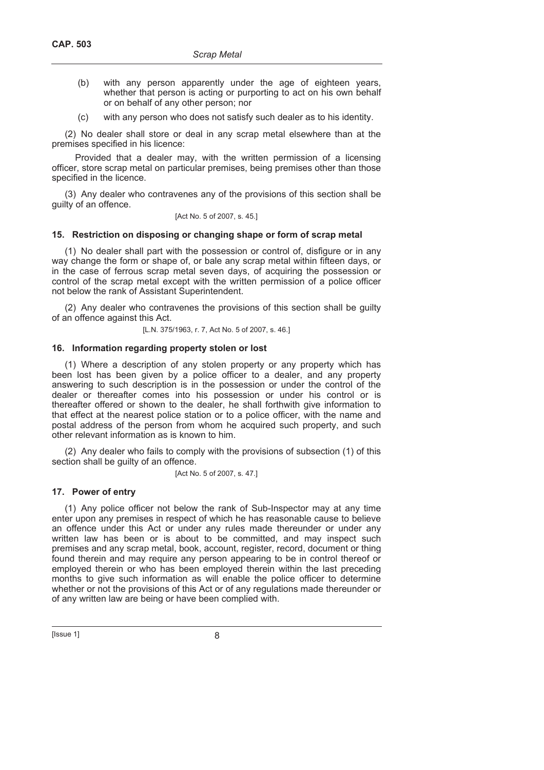(b) with any person apparently under the age of eighteen years, whether that person is acting or purporting to act on his own behalf or on behalf of any other person; nor

(c) with any person who does not satisfy such dealer as to his identity.

(2) No dealer shall store or deal in any scrap metal elsewhere than at the premises specified in his licence:

Provided that a dealer may, with the written permission of a licensing officer, store scrap metal on particular premises, being premises other than those specified in the licence.

(3) Any dealer who contravenes any of the provisions of this section shall be guilty of an offence.

[Act No. 5 of 2007, s. 45.]

### 15. Restriction on disposing or changing shape or form of scrap metal

(1) No dealer shall part with the possession or control of, disfigure or in any way change the form or shape of, or bale any scrap metal within fifteen days, or in the case of ferrous scrap metal seven days, of acquiring the possession or control of the scrap metal except with the written permission of a police officer not below the rank of Assistant Superintendent.

(2) Any dealer who contravenes the provisions of this section shall be guilty of an offence against this Act.

[L.N. 375/1963, r. 7, Act No. 5 of 2007, s. 46.]

### 16. Information regarding property stolen or lost

(1) Where a description of any stolen property or any property which has been lost has been given by a police officer to a dealer, and any property answering to such description is in the possession or under the control of the dealer or thereafter comes into his possession or under his control or is thereafter offered or shown to the dealer, he shall forthwith give information to that effect at the nearest police station or to a police officer, with the name and postal address of the person from whom he acquired such property, and such other relevant information as is known to him.

(2) Any dealer who fails to comply with the provisions of subsection (1) of this section shall be guilty of an offence.

[Act No. 5 of 2007, s. 47.]

### 17. Power of entry

(1) Any police officer not below the rank of Sub-Inspector may at any time enter upon any premises in respect of which he has reasonable cause to believe an offence under this Act or under any rules made thereunder or under any written law has been or is about to be committed, and may inspect such premises and any scrap metal, book, account, register, record, document or thing found therein and may require any person appearing to be in control thereof or employed therein or who has been employed therein within the last preceding months to give such information as will enable the police officer to determine whether or not the provisions of this Act or of any regulations made thereunder or of any written law are being or have been complied with.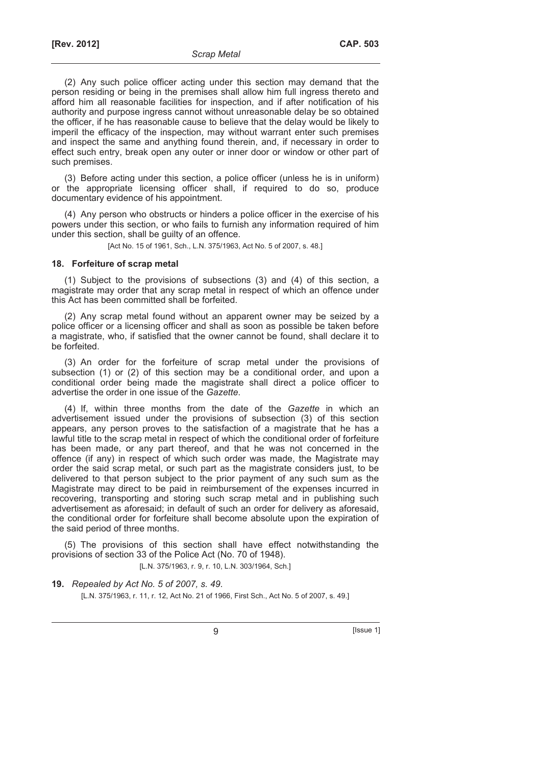(2) Any such police officer acting under this section may demand that the person residing or being in the premises shall allow him full ingress thereto and afford him all reasonable facilities for inspection, and if after notification of his authority and purpose ingress cannot without unreasonable delay be so obtained the officer, if he has reasonable cause to believe that the delay would be likely to imperil the efficacy of the inspection, may without warrant enter such premises and inspect the same and anything found therein, and, if necessary in order to effect such entry, break open any outer or inner door or window or other part of such premises.

(3) Before acting under this section, a police officer (unless he is in uniform) or the appropriate licensing officer shall, if required to do so, produce documentary evidence of his appointment.

(4) Any person who obstructs or hinders a police officer in the exercise of his powers under this section, or who fails to furnish any information required of him under this section, shall be guilty of an offence.

[Act No. 15 of 1961, Sch., L.N. 375/1963, Act No. 5 of 2007, s. 48.]

### 18. Forfeiture of scrap metal

(1) Subject to the provisions of subsections (3) and (4) of this section, a magistrate may order that any scrap metal in respect of which an offence under this Act has been committed shall be forfeited.

(2) Any scrap metal found without an apparent owner may be seized by a police officer or a licensing officer and shall as soon as possible be taken before a magistrate, who, if satisfied that the owner cannot be found, shall declare it to be forfeited.

(3) An order for the forfeiture of scrap metal under the provisions of subsection (1) or (2) of this section may be a conditional order, and upon a conditional order being made the magistrate shall direct a police officer to advertise the order in one issue of the *Gazette*.

(4) If, within three months from the date of the *Gazette* in which an advertisement issued under the provisions of subsection (3) of this section appears, any person proves to the satisfaction of a magistrate that he has a lawful title to the scrap metal in respect of which the conditional order of forfeiture has been made, or any part thereof, and that he was not concerned in the offence (if any) in respect of which such order was made, the Magistrate may order the said scrap metal, or such part as the magistrate considers just, to be delivered to that person subject to the prior payment of any such sum as the Magistrate may direct to be paid in reimbursement of the expenses incurred in recovering, transporting and storing such scrap metal and in publishing such advertisement as aforesaid; in default of such an order for delivery as aforesaid, the conditional order for forfeiture shall become absolute upon the expiration of the said period of three months.

(5) The provisions of this section shall have effect notwithstanding the provisions of section 33 of the Police Act (No. 70 of 1948).

[L.N. 375/1963, r. 9, r. 10, L.N. 303/1964, Sch.]

**19.** *Repealed by Act No. 5 of 2007, s. 49.*

[L.N. 375/1963, r. 11, r. 12, Act No. 21 of 1966, First Sch., Act No. 5 of 2007, s. 49.]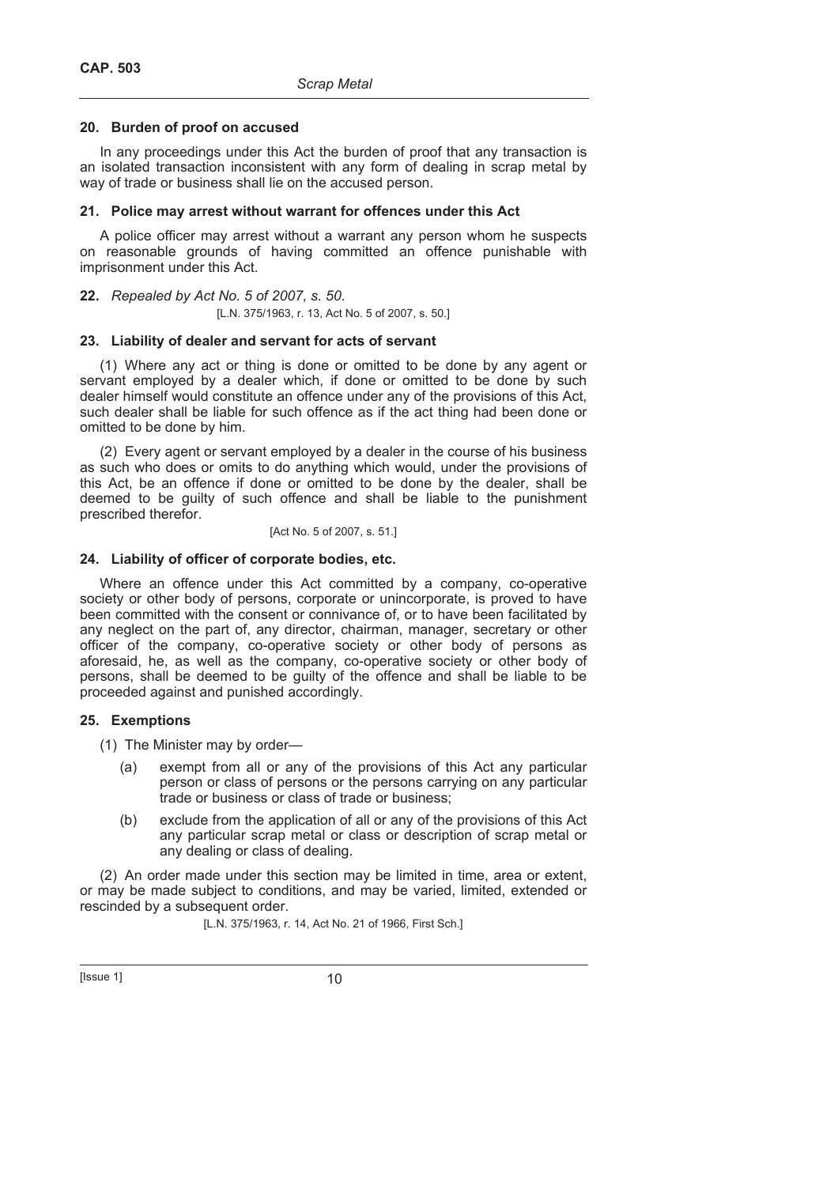## 20. Burden of proof on accused

In any proceedings under this Act the burden of proof that any transaction is an isolated transaction inconsistent with any form of dealing in scrap metal by way of trade or business shall lie on the accused person.

## 21. Police may arrest without warrant for offences under this Act

A police officer may arrest without a warrant any person whom he suspects on reasonable grounds of having committed an offence punishable with imprisonment under this Act.

**22.** *Repealed by Act No. 5 of 2007, s. 50.*

[L.N. 375/1963, r. 13, Act No. 5 of 2007, s. 50.]

## 23. Liability of dealer and servant for acts of servant

(1) Where any act or thing is done or omitted to be done by any agent or servant employed by a dealer which, if done or omitted to be done by such dealer himself would constitute an offence under any of the provisions of this Act, such dealer shall be liable for such offence as if the act thing had been done or omitted to be done by him.

(2) Every agent or servant employed by a dealer in the course of his business as such who does or omits to do anything which would, under the provisions of this Act, be an offence if done or omitted to be done by the dealer, shall be deemed to be guilty of such offence and shall be liable to the punishment prescribed therefor.

[Act No. 5 of 2007, s. 51.]

## 24. Liability of officer of corporate bodies, etc.

Where an offence under this Act committed by a company, co-operative society or other body of persons, corporate or unincorporate, is proved to have been committed with the consent or connivance of, or to have been facilitated by any neglect on the part of, any director, chairman, manager, secretary or other officer of the company, co-operative society or other body of persons as aforesaid, he, as well as the company, co-operative society or other body of persons, shall be deemed to be guilty of the offence and shall be liable to be proceeded against and punished accordingly.

## 25. Exemptions

(1) The Minister may by order—

(a) exempt from all or any of the provisions of this Act any particular person or class of persons or the persons carrying on any particular trade or business or class of trade or business;

(b) exclude from the application of all or any of the provisions of this Act any particular scrap metal or class or description of scrap metal or any dealing or class of dealing.

(2) An order made under this section may be limited in time, area or extent, or may be made subject to conditions, and may be varied, limited, extended or rescinded by a subsequent order.

[L.N. 375/1963, r. 14, Act No. 21 of 1966, First Sch.]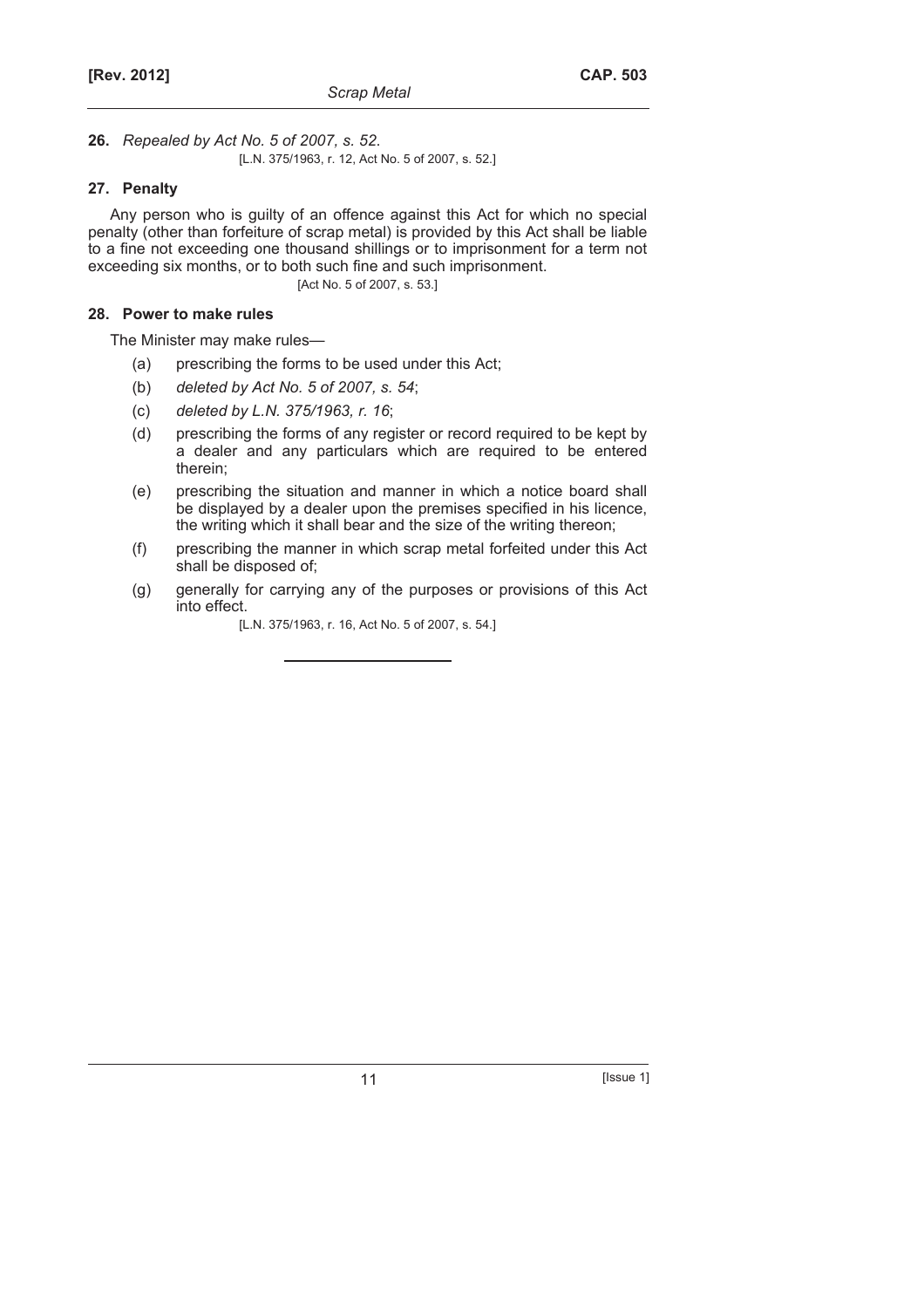**26.** *Repealed by Act No. 5 of 2007, s. 52.*

[L.N. 375/1963, r. 12, Act No. 5 of 2007, s. 52.]

**27. Penalty**

Any person who is guilty of an offence against this Act for which no special penalty (other than forfeiture of scrap metal) is provided by this Act shall be liable to a fine not exceeding one thousand shillings or to imprisonment for a term not exceeding six months, or to both such fine and such imprisonment.

[Act No. 5 of 2007, s. 53.]

**28. Power to make rules**

The Minister may make rules—

(a) prescribing the forms to be used under this Act;

(b) *deleted by Act No. 5 of 2007, s. 54*;

(c) *deleted by L.N. 375/1963, r. 16*;

(d) prescribing the forms of any register or record required to be kept by a dealer and any particulars which are required to be entered therein;

(e) prescribing the situation and manner in which a notice board shall be displayed by a dealer upon the premises specified in his licence, the writing which it shall bear and the size of the writing thereon;

(f) prescribing the manner in which scrap metal forfeited under this Act shall be disposed of;

(g) generally for carrying any of the purposes or provisions of this Act into effect.

[L.N. 375/1963, r. 16, Act No. 5 of 2007, s. 54.]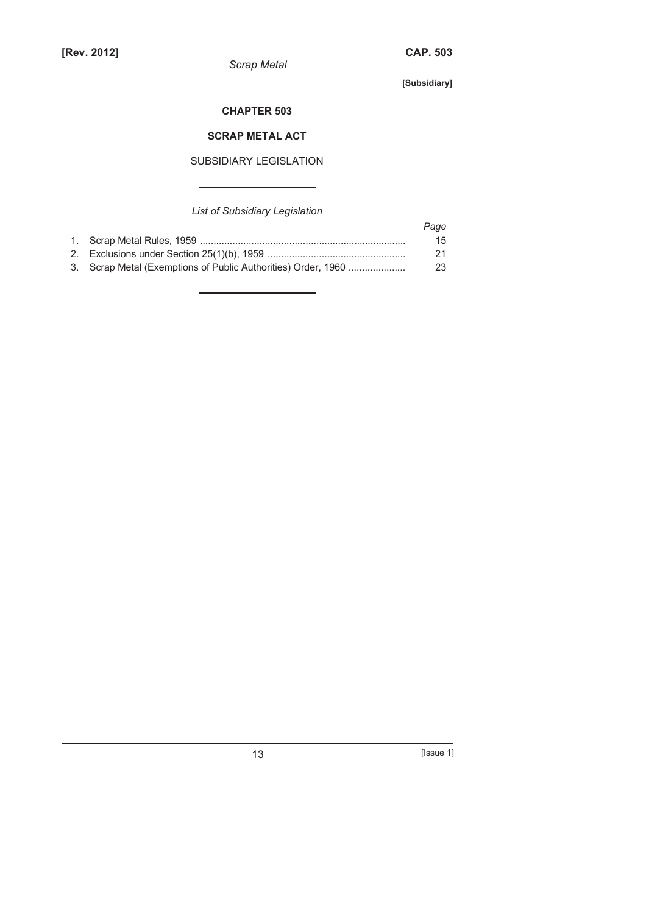**CHAPTER 503**

**SCRAP METAL ACT**

SUBSIDIARY LEGISLATION

*List of Subsidiary Legislation*

| | | *Page* |
|---|---|---|
| 1. | Scrap Metal Rules, 1959 | 15 |
| 2. | Exclusions under Section 25(1)(b), 1959 | 21 |
| 3. | Scrap Metal (Exemptions of Public Authorities) Order, 1960 | 23 |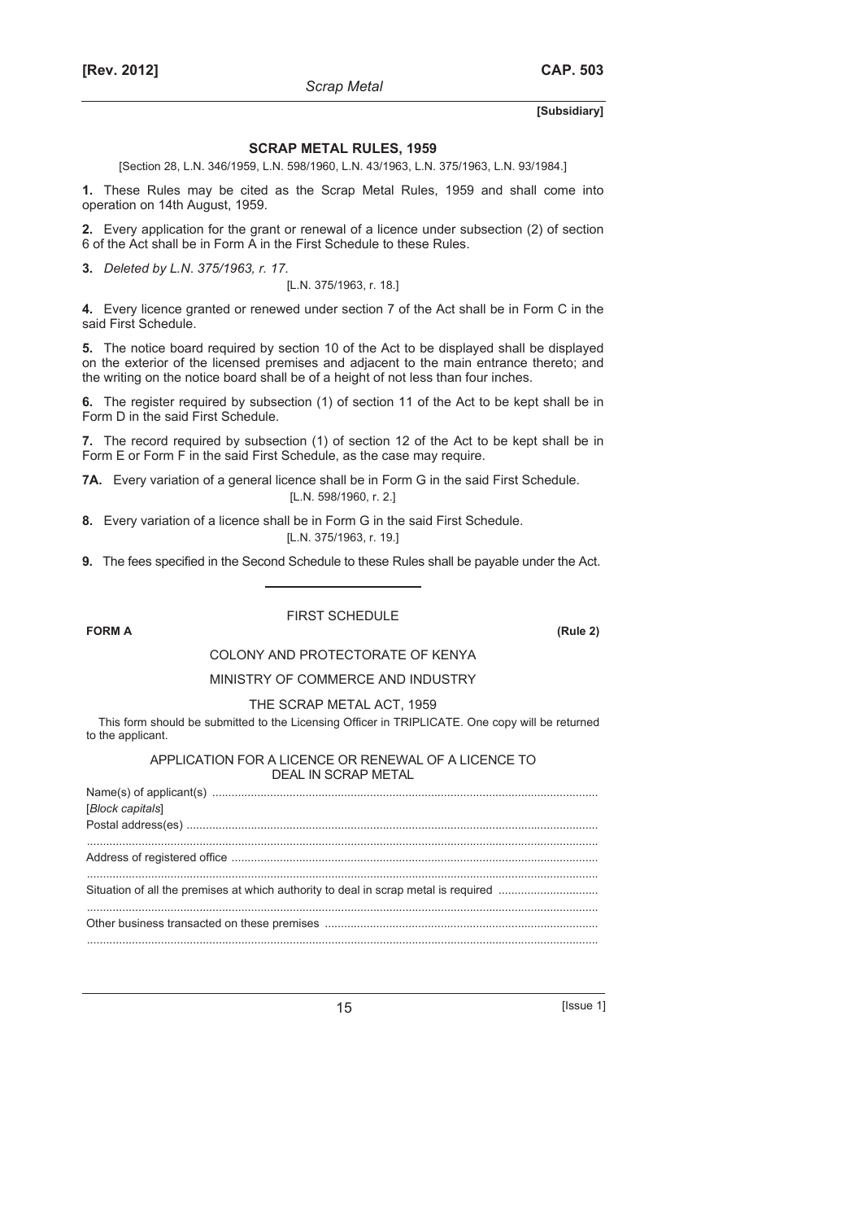**[Subsidiary]**

## SCRAP METAL RULES, 1959

[Section 28, L.N. 346/1959, L.N. 598/1960, L.N. 43/1963, L.N. 375/1963, L.N. 93/1984.]

**1.** These Rules may be cited as the Scrap Metal Rules, 1959 and shall come into operation on 14th August, 1959.

**2.** Every application for the grant or renewal of a licence under subsection (2) of section 6 of the Act shall be in Form A in the First Schedule to these Rules.

**3.** *Deleted by L.N. 375/1963, r. 17.*

[L.N. 375/1963, r. 18.]

**4.** Every licence granted or renewed under section 7 of the Act shall be in Form C in the said First Schedule.

**5.** The notice board required by section 10 of the Act to be displayed shall be displayed on the exterior of the licensed premises and adjacent to the main entrance thereto; and the writing on the notice board shall be of a height of not less than four inches.

**6.** The register required by subsection (1) of section 11 of the Act to be kept shall be in Form D in the said First Schedule.

**7.** The record required by subsection (1) of section 12 of the Act to be kept shall be in Form E or Form F in the said First Schedule, as the case may require.

**7A.** Every variation of a general licence shall be in Form G in the said First Schedule.

[L.N. 598/1960, r. 2.]

**8.** Every variation of a licence shall be in Form G in the said First Schedule.

[L.N. 375/1963, r. 19.]

**9.** The fees specified in the Second Schedule to these Rules shall be payable under the Act.

---

### FIRST SCHEDULE

**FORM A** **(Rule 2)**

COLONY AND PROTECTORATE OF KENYA

MINISTRY OF COMMERCE AND INDUSTRY

THE SCRAP METAL ACT, 1959

This form should be submitted to the Licensing Officer in TRIPLICATE. One copy will be returned to the applicant.

APPLICATION FOR A LICENCE OR RENEWAL OF A LICENCE TO DEAL IN SCRAP METAL

Name(s) of applicant(s) ........................................................................................................................
[*Block capitals*]
Postal address(es) ...............................................................................................................................
.............................................................................................................................................................
Address of registered office ................................................................................................................
.............................................................................................................................................................
Situation of all the premises at which authority to deal in scrap metal is required ..............................
.............................................................................................................................................................
Other business transacted on these premises ....................................................................................
.............................................................................................................................................................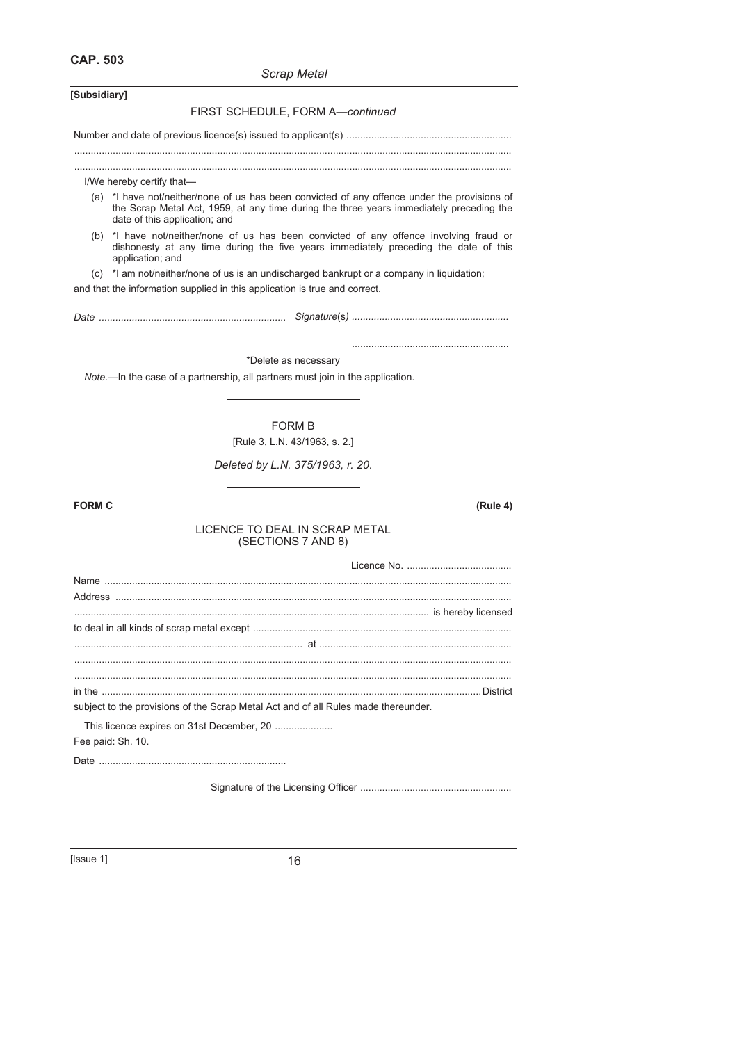FIRST SCHEDULE, FORM A—*continued*

Number and date of previous licence(s) issued to applicant(s) ..........................................................

..............................................................................................................................................................

..............................................................................................................................................................

I/We hereby certify that—

(a) *I have not/neither/none of us has been convicted of any offence under the provisions of the Scrap Metal Act, 1959, at any time during the three years immediately preceding the date of this application; and

(b) *I have not/neither/none of us has been convicted of any offence involving fraud or dishonesty at any time during the five years immediately preceding the date of this application; and

(c) *I am not/neither/none of us is an undischarged bankrupt or a company in liquidation;

and that the information supplied in this application is true and correct.

*Date* .................................................................. *Signature(s)* ........................................................

........................................................

*Delete as necessary

*Note*.—In the case of a partnership, all partners must join in the application.

---

FORM B

[Rule 3, L.N. 43/1963, s. 2.]

*Deleted by L.N. 375/1963, r. 20.*

---

**FORM C** **(Rule 4)**

LICENCE TO DEAL IN SCRAP METAL
(SECTIONS 7 AND 8)

Licence No. .....................................

Name ...................................................................................................................................................

Address ...............................................................................................................................................

................................................................................................................ is hereby licensed

to deal in all kinds of scrap metal except .............................................................................................

.................................................................................. at .....................................................................

..............................................................................................................................................................

..............................................................................................................................................................

in the ........................................................................................................................................District

subject to the provisions of the Scrap Metal Act and of all Rules made thereunder.

This licence expires on 31st December, 20 .....................

Fee paid: Sh. 10.

Date ..................................................................

Signature of the Licensing Officer ......................................................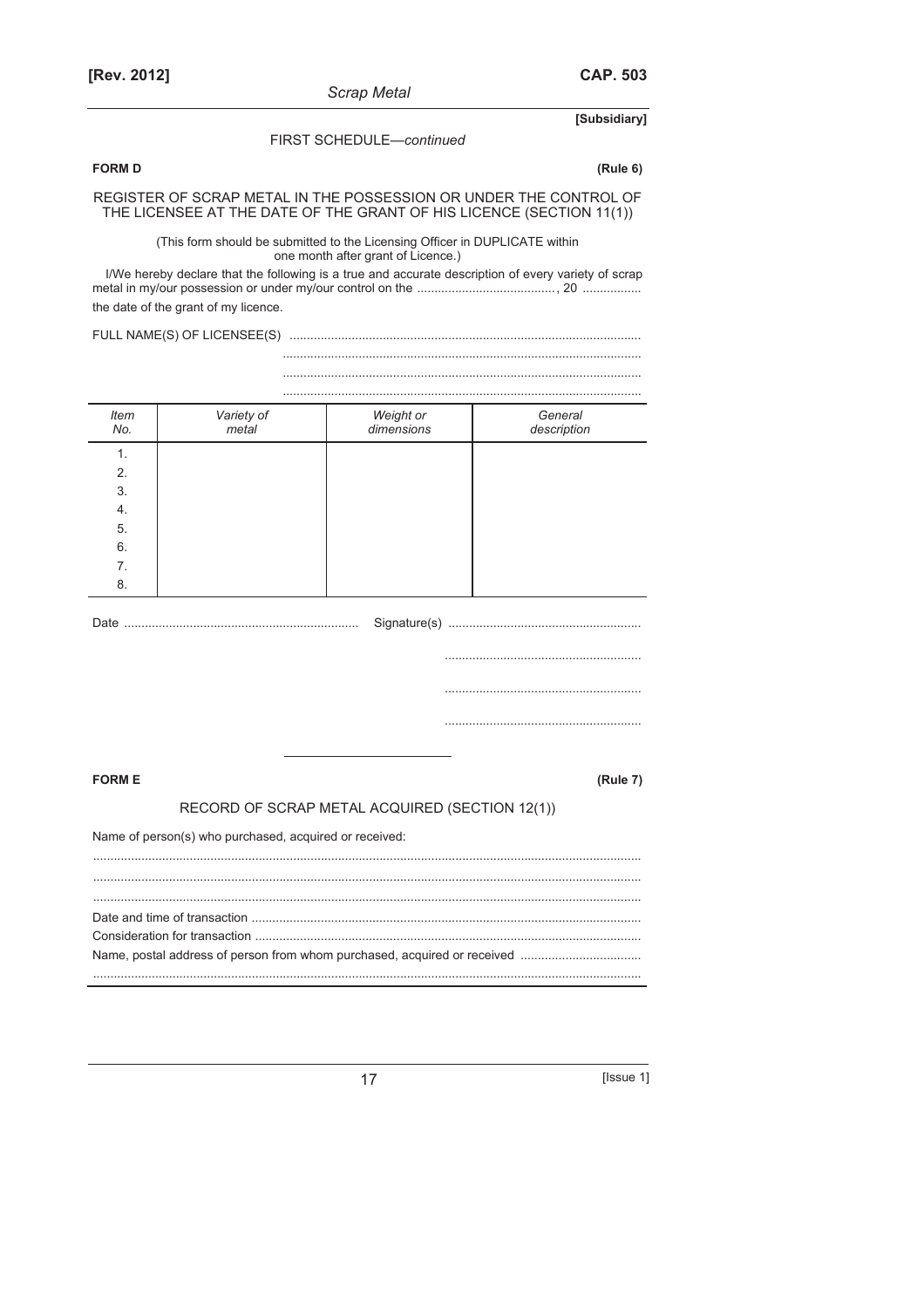[Subsidiary]

FIRST SCHEDULE—*continued*

**FORM D** **(Rule 6)**

REGISTER OF SCRAP METAL IN THE POSSESSION OR UNDER THE CONTROL OF THE LICENSEE AT THE DATE OF THE GRANT OF HIS LICENCE (SECTION 11(1))

(This form should be submitted to the Licensing Officer in DUPLICATE within one month after grant of Licence.)

I/We hereby declare that the following is a true and accurate description of every variety of scrap metal in my/our possession or under my/our control on the ........................................., 20 ................. the date of the grant of my licence.

FULL NAME(S) OF LICENSEE(S) ....................................................................................................
......................................................................................................
......................................................................................................
......................................................................................................

| *Item No.* | *Variety of metal* | *Weight or dimensions* | *General description* |
|---|---|---|---|
| 1. | | | |
| 2. | | | |
| 3. | | | |
| 4. | | | |
| 5. | | | |
| 6. | | | |
| 7. | | | |
| 8. | | | |

Date ................................................................... Signature(s) .......................................................
.......................................................
.......................................................
.......................................................

**FORM E** **(Rule 7)**

RECORD OF SCRAP METAL ACQUIRED (SECTION 12(1))

Name of person(s) who purchased, acquired or received:
.............................................................................................................................................
.............................................................................................................................................
.............................................................................................................................................
Date and time of transaction ................................................................................................................
Consideration for transaction ................................................................................................................
Name, postal address of person from whom purchased, acquired or received ..................................
.............................................................................................................................................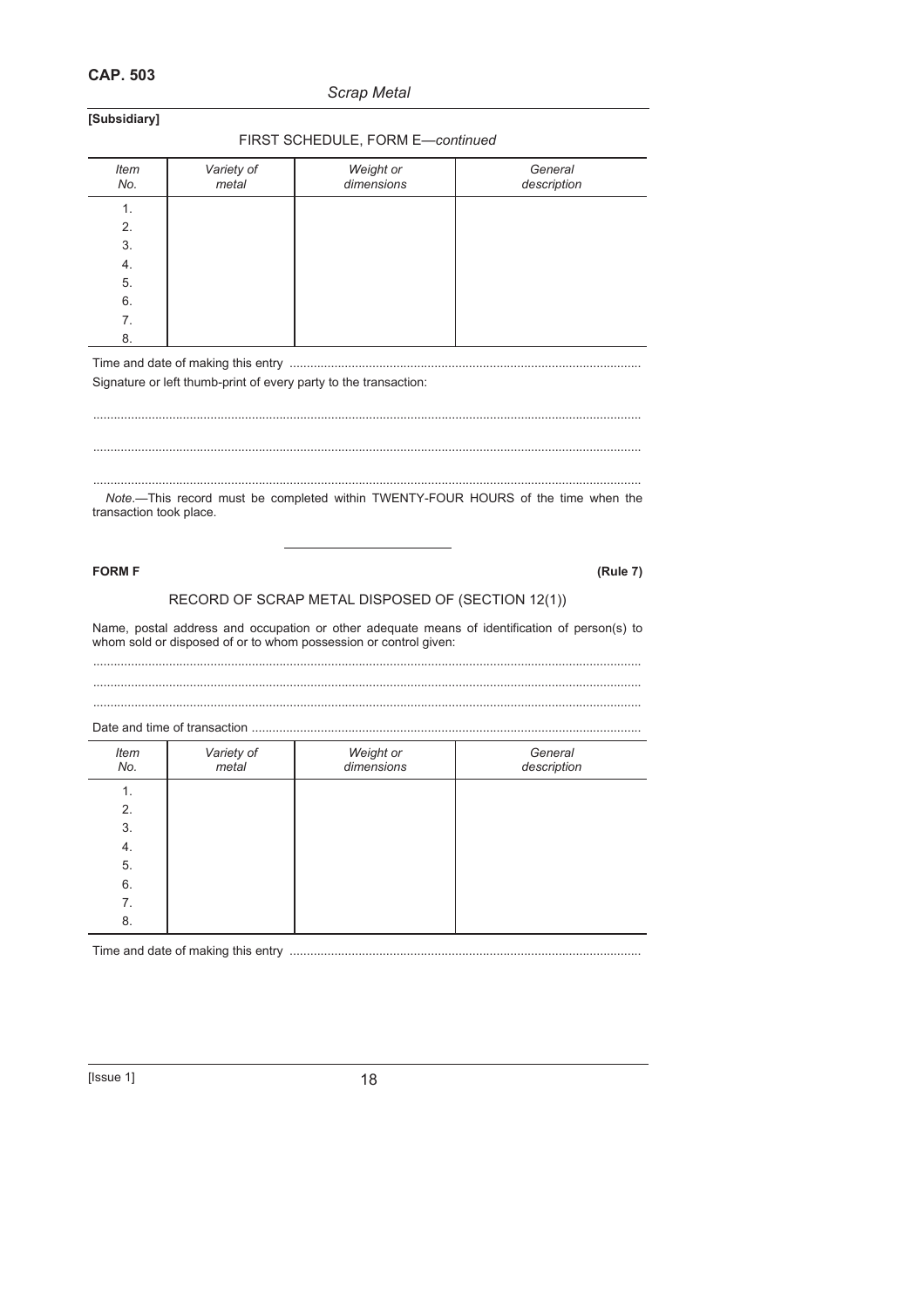FIRST SCHEDULE, FORM E—*continued*

| *Item No.* | *Variety of metal* | *Weight or dimensions* | *General description* |
|---|---|---|---|
| 1. | | | |
| 2. | | | |
| 3. | | | |
| 4. | | | |
| 5. | | | |
| 6. | | | |
| 7. | | | |
| 8. | | | |

Time and date of making this entry ....................................................................................................

Signature or left thumb-print of every party to the transaction:

..............................................................................................................................................................

..............................................................................................................................................................

..............................................................................................................................................................

*Note*.—This record must be completed within TWENTY-FOUR HOURS of the time when the transaction took place.

---

**FORM F** **(Rule 7)**

RECORD OF SCRAP METAL DISPOSED OF (SECTION 12(1))

Name, postal address and occupation or other adequate means of identification of person(s) to whom sold or disposed of or to whom possession or control given:

..............................................................................................................................................................

..............................................................................................................................................................

..............................................................................................................................................................

Date and time of transaction ................................................................................................................

| *Item No.* | *Variety of metal* | *Weight or dimensions* | *General description* |
|---|---|---|---|
| 1. | | | |
| 2. | | | |
| 3. | | | |
| 4. | | | |
| 5. | | | |
| 6. | | | |
| 7. | | | |
| 8. | | | |

Time and date of making this entry ....................................................................................................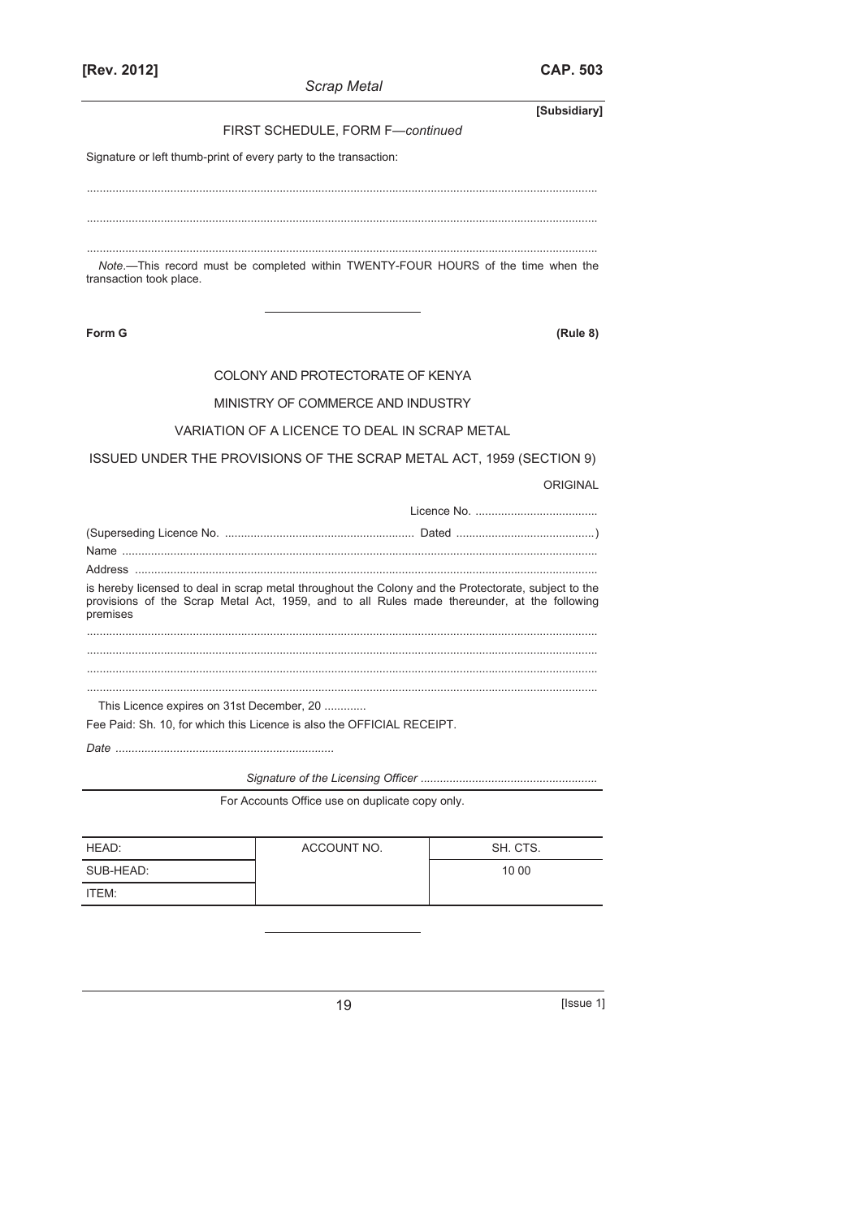FIRST SCHEDULE, FORM F—*continued*

Signature or left thumb-print of every party to the transaction:

.................................................................................................................................................

.................................................................................................................................................

.................................................................................................................................................

*Note*.—This record must be completed within TWENTY-FOUR HOURS of the time when the transaction took place.

---

**Form G** **(Rule 8)**

COLONY AND PROTECTORATE OF KENYA

MINISTRY OF COMMERCE AND INDUSTRY

VARIATION OF A LICENCE TO DEAL IN SCRAP METAL

ISSUED UNDER THE PROVISIONS OF THE SCRAP METAL ACT, 1959 (SECTION 9)

ORIGINAL

Licence No. ......................................

(Superseding Licence No. .......................................................... Dated ..........................................)

Name ..................................................................................................................................................

Address ...............................................................................................................................................

is hereby licensed to deal in scrap metal throughout the Colony and the Protectorate, subject to the provisions of the Scrap Metal Act, 1959, and to all Rules made thereunder, at the following premises

.................................................................................................................................................

.................................................................................................................................................

.................................................................................................................................................

.................................................................................................................................................

This Licence expires on 31st December, 20 .............

Fee Paid: Sh. 10, for which this Licence is also the OFFICIAL RECEIPT.

*Date* ...................................................................

*Signature of the Licensing Officer* ......................................................

For Accounts Office use on duplicate copy only.

| HEAD: | ACCOUNT NO. | SH. CTS. |
|---|---|---|
| SUB-HEAD: | | 10 00 |
| ITEM: | | |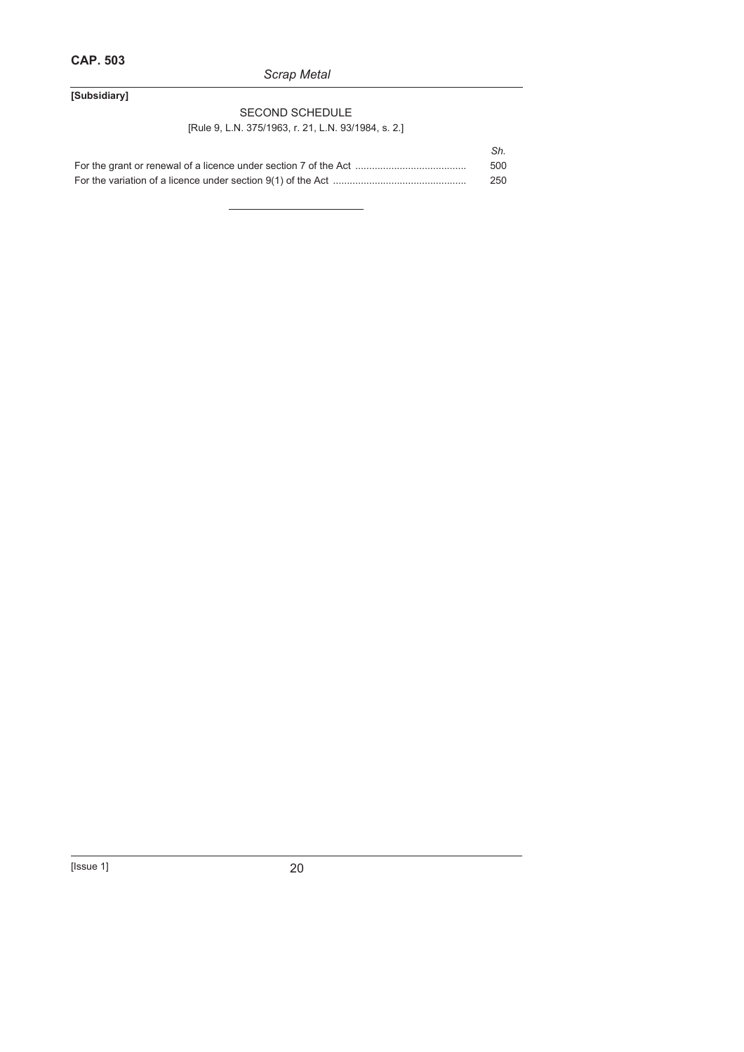[Subsidiary]

## SECOND SCHEDULE

[Rule 9, L.N. 375/1963, r. 21, L.N. 93/1984, s. 2.]

| | *Sh.* |
|---|---|
| For the grant or renewal of a licence under section 7 of the Act ........................................ | 500 |
| For the variation of a licence under section 9(1) of the Act ................................................ | 250 |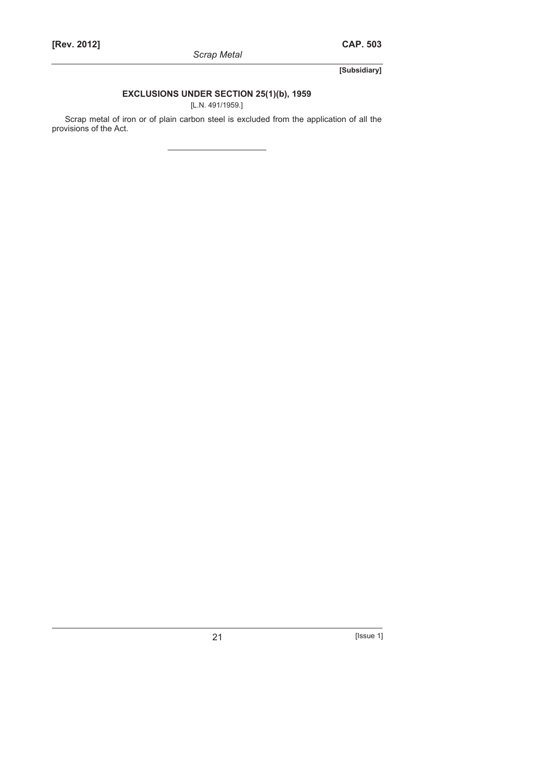## EXCLUSIONS UNDER SECTION 25(1)(b), 1959

[L.N. 491/1959.]

Scrap metal of iron or of plain carbon steel is excluded from the application of all the provisions of the Act.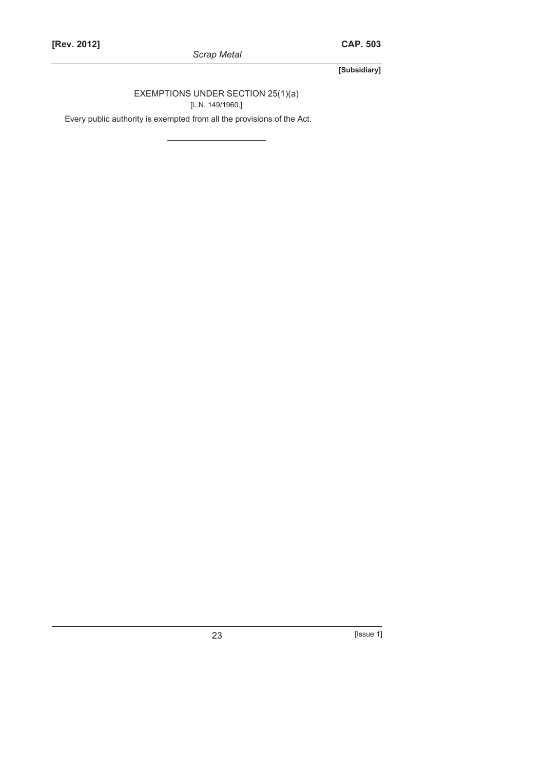[Subsidiary]

## EXEMPTIONS UNDER SECTION 25(1)(a)

[L.N. 149/1960.]

Every public authority is exempted from all the provisions of the Act.